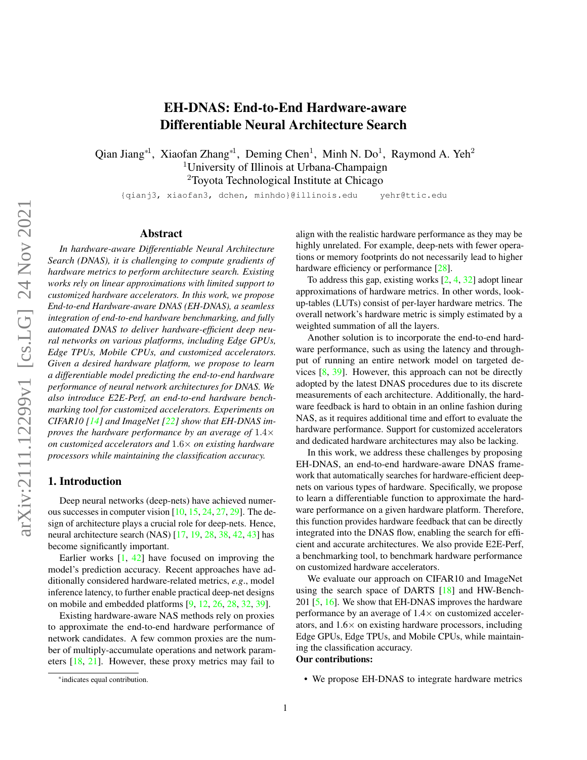# EH-DNAS: End-to-End Hardware-aware Differentiable Neural Architecture Search

Qian Jiang*[1], Xiaofan Zhang*[1], Deming Chen[1], Minh N. Do[1], Raymond A. Yeh[2]

[1]University of Illinois at Urbana-Champaign

[2]Toyota Technological Institute at Chicago

{qianj3, xiaofan3, dchen, minhdo}@illinois.edu yehr@ttic.edu

## Abstract

*In hardware-aware Differentiable Neural Architecture Search (DNAS), it is challenging to compute gradients of hardware metrics to perform architecture search. Existing works rely on linear approximations with limited support to customized hardware accelerators. In this work, we propose End-to-end Hardware-aware DNAS (EH-DNAS), a seamless integration of end-to-end hardware benchmarking, and fully automated DNAS to deliver hardware-efficient deep neural networks on various platforms, including Edge GPUs, Edge TPUs, Mobile CPUs, and customized accelerators. Given a desired hardware platform, we propose to learn a differentiable model predicting the end-to-end hardware performance of neural network architectures for DNAS. We also introduce E2E-Perf, an end-to-end hardware benchmarking tool for customized accelerators. Experiments on CIFAR10 [14] and ImageNet [22] show that EH-DNAS improves the hardware performance by an average of* $1.4\times$ *on customized accelerators and* $1.6\times$ *on existing hardware processors while maintaining the classification accuracy.*

## 1. Introduction

Deep neural networks (deep-nets) have achieved numerous successes in computer vision [10, 15, 24, 27, 29]. The design of architecture plays a crucial role for deep-nets. Hence, neural architecture search (NAS) [17, 19, 28, 38, 42, 43] has become significantly important.

Earlier works [1, 42] have focused on improving the model's prediction accuracy. Recent approaches have additionally considered hardware-related metrics, *e.g*., model inference latency, to further enable practical deep-net designs on mobile and embedded platforms [9, 12, 26, 28, 32, 39].

Existing hardware-aware NAS methods rely on proxies to approximate the end-to-end hardware performance of network candidates. A few common proxies are the number of multiply-accumulate operations and network parameters [18, 21]. However, these proxy metrics may fail to align with the realistic hardware performance as they may be highly unrelated. For example, deep-nets with fewer operations or memory footprints do not necessarily lead to higher hardware efficiency or performance [28].

To address this gap, existing works [2, 4, 32] adopt linear approximations of hardware metrics. In other words, look-up-tables (LUTs) consist of per-layer hardware metrics. The overall network's hardware metric is simply estimated by a weighted summation of all the layers.

Another solution is to incorporate the end-to-end hardware performance, such as using the latency and throughput of running an entire network model on targeted devices [8, 39]. However, this approach can not be directly adopted by the latest DNAS procedures due to its discrete measurements of each architecture. Additionally, the hardware feedback is hard to obtain in an online fashion during NAS, as it requires additional time and effort to evaluate the hardware performance. Support for customized accelerators and dedicated hardware architectures may also be lacking.

In this work, we address these challenges by proposing EH-DNAS, an end-to-end hardware-aware DNAS framework that automatically searches for hardware-efficient deep-nets on various types of hardware. Specifically, we propose to learn a differentiable function to approximate the hardware performance on a given hardware platform. Therefore, this function provides hardware feedback that can be directly integrated into the DNAS flow, enabling the search for efficient and accurate architectures. We also provide E2E-Perf, a benchmarking tool, to benchmark hardware performance on customized hardware accelerators.

We evaluate our approach on CIFAR10 and ImageNet using the search space of DARTS [18] and HW-Bench-201 [5, 16]. We show that EH-DNAS improves the hardware performance by an average of $1.4\times$ on customized accelerators, and $1.6\times$ on existing hardware processors, including Edge GPUs, Edge TPUs, and Mobile CPUs, while maintaining the classification accuracy.

**Our contributions:**

- We propose EH-DNAS to integrate hardware metrics

*indicates equal contribution.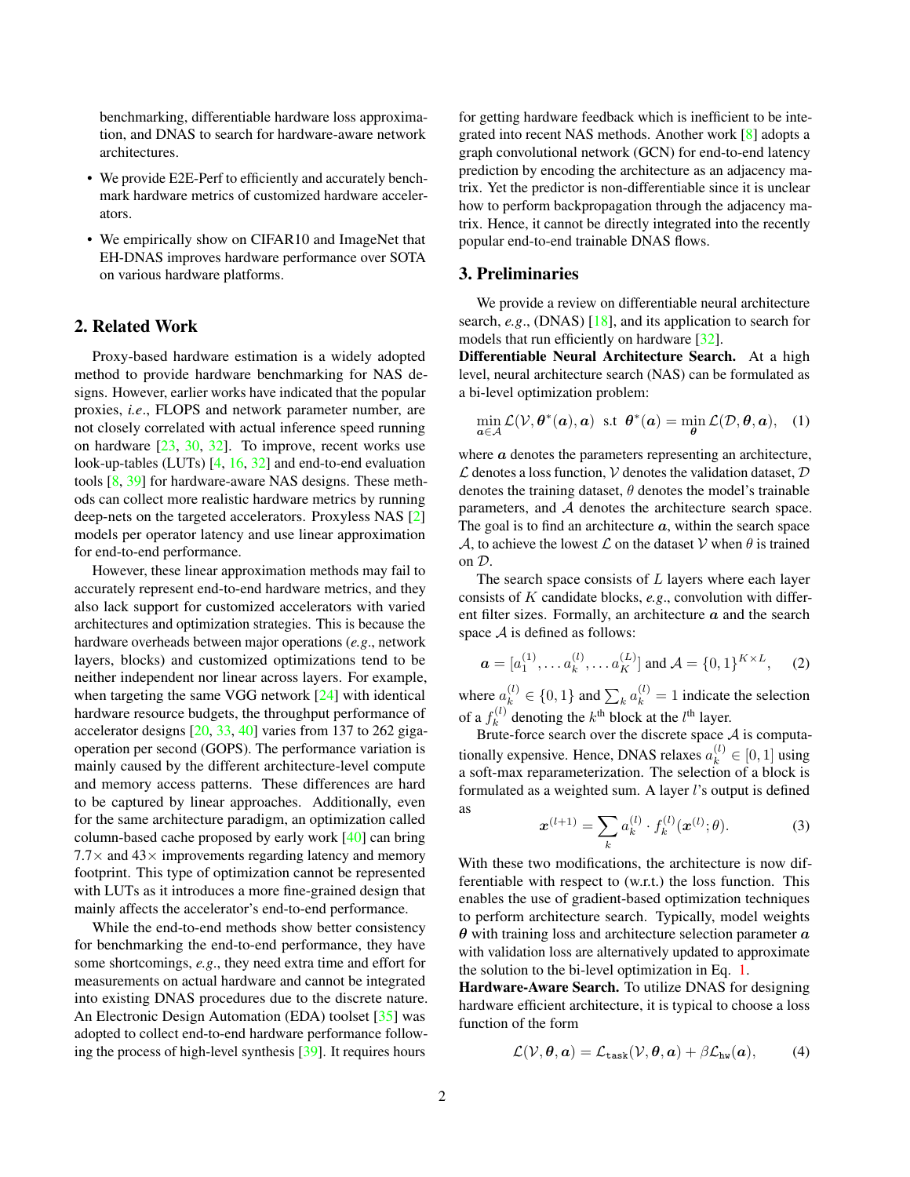benchmarking, differentiable hardware loss approximation, and DNAS to search for hardware-aware network architectures.

- We provide E2E-Perf to efficiently and accurately benchmark hardware metrics of customized hardware accelerators.
- We empirically show on CIFAR10 and ImageNet that EH-DNAS improves hardware performance over SOTA on various hardware platforms.

## 2. Related Work

Proxy-based hardware estimation is a widely adopted method to provide hardware benchmarking for NAS designs. However, earlier works have indicated that the popular proxies, *i.e*., FLOPS and network parameter number, are not closely correlated with actual inference speed running on hardware [23, 30, 32]. To improve, recent works use look-up-tables (LUTs) [4, 16, 32] and end-to-end evaluation tools [8, 39] for hardware-aware NAS designs. These methods can collect more realistic hardware metrics by running deep-nets on the targeted accelerators. Proxyless NAS [2] models per operator latency and use linear approximation for end-to-end performance.

However, these linear approximation methods may fail to accurately represent end-to-end hardware metrics, and they also lack support for customized accelerators with varied architectures and optimization strategies. This is because the hardware overheads between major operations (*e.g*., network layers, blocks) and customized optimizations tend to be neither independent nor linear across layers. For example, when targeting the same VGG network [24] with identical hardware resource budgets, the throughput performance of accelerator designs [20, 33, 40] varies from 137 to 262 giga-operation per second (GOPS). The performance variation is mainly caused by the different architecture-level compute and memory access patterns. These differences are hard to be captured by linear approaches. Additionally, even for the same architecture paradigm, an optimization called column-based cache proposed by early work [40] can bring $7.7\times$ and $43\times$ improvements regarding latency and memory footprint. This type of optimization cannot be represented with LUTs as it introduces a more fine-grained design that mainly affects the accelerator's end-to-end performance.

While the end-to-end methods show better consistency for benchmarking the end-to-end performance, they have some shortcomings, *e.g*., they need extra time and effort for measurements on actual hardware and cannot be integrated into existing DNAS procedures due to the discrete nature. An Electronic Design Automation (EDA) toolset [35] was adopted to collect end-to-end hardware performance following the process of high-level synthesis [39]. It requires hours for getting hardware feedback which is inefficient to be integrated into recent NAS methods. Another work [8] adopts a graph convolutional network (GCN) for end-to-end latency prediction by encoding the architecture as an adjacency matrix. Yet the predictor is non-differentiable since it is unclear how to perform backpropagation through the adjacency matrix. Hence, it cannot be directly integrated into the recently popular end-to-end trainable DNAS flows.

## 3. Preliminaries

We provide a review on differentiable neural architecture search, *e.g*., (DNAS) [18], and its application to search for models that run efficiently on hardware [32].

**Differentiable Neural Architecture Search.** At a high level, neural architecture search (NAS) can be formulated as a bi-level optimization problem:

$$\min_{\boldsymbol{a}\in\mathcal{A}} \mathcal{L}(\mathcal{V}, \boldsymbol{\theta}^*(\boldsymbol{a}), \boldsymbol{a}) \;\; \text{s.t} \;\; \boldsymbol{\theta}^*(\boldsymbol{a}) = \min_{\boldsymbol{\theta}} \mathcal{L}(\mathcal{D}, \boldsymbol{\theta}, \boldsymbol{a}), \quad (1)$$

where $\boldsymbol{a}$ denotes the parameters representing an architecture, $\mathcal{L}$ denotes a loss function, $\mathcal{V}$ denotes the validation dataset, $\mathcal{D}$ denotes the training dataset, $\theta$ denotes the model's trainable parameters, and $\mathcal{A}$ denotes the architecture search space. The goal is to find an architecture $\boldsymbol{a}$, within the search space $\mathcal{A}$, to achieve the lowest $\mathcal{L}$ on the dataset $\mathcal{V}$ when $\theta$ is trained on $\mathcal{D}$.

The search space consists of $L$ layers where each layer consists of $K$ candidate blocks, *e.g*., convolution with different filter sizes. Formally, an architecture $\boldsymbol{a}$ and the search space $\mathcal{A}$ is defined as follows:

$$\boldsymbol{a} = [a_1^{(1)}, \ldots a_k^{(l)}, \ldots a_K^{(L)}] \text{ and } \mathcal{A} = \{0, 1\}^{K \times L}, \quad (2)$$

where $a_k^{(l)} \in \{0, 1\}$ and $\sum_k a_k^{(l)} = 1$ indicate the selection of a $f_k^{(l)}$ denoting the $k^{\text{th}}$ block at the $l^{\text{th}}$ layer.

Brute-force search over the discrete space $\mathcal{A}$ is computationally expensive. Hence, DNAS relaxes $a_k^{(l)} \in [0, 1]$ using a soft-max reparameterization. The selection of a block is formulated as a weighted sum. A layer $l$'s output is defined as

$$\boldsymbol{x}^{(l+1)} = \sum_k a_k^{(l)} \cdot f_k^{(l)}(\boldsymbol{x}^{(l)}; \theta). \quad (3)$$

With these two modifications, the architecture is now differentiable with respect to (w.r.t.) the loss function. This enables the use of gradient-based optimization techniques to perform architecture search. Typically, model weights $\boldsymbol{\theta}$ with training loss and architecture selection parameter $\boldsymbol{a}$ with validation loss are alternatively updated to approximate the solution to the bi-level optimization in Eq. 1.

**Hardware-Aware Search.** To utilize DNAS for designing hardware efficient architecture, it is typical to choose a loss function of the form

$$\mathcal{L}(\mathcal{V}, \boldsymbol{\theta}, \boldsymbol{a}) = \mathcal{L}_{\texttt{task}}(\mathcal{V}, \boldsymbol{\theta}, \boldsymbol{a}) + \beta \mathcal{L}_{\texttt{hw}}(\boldsymbol{a}), \quad (4)$$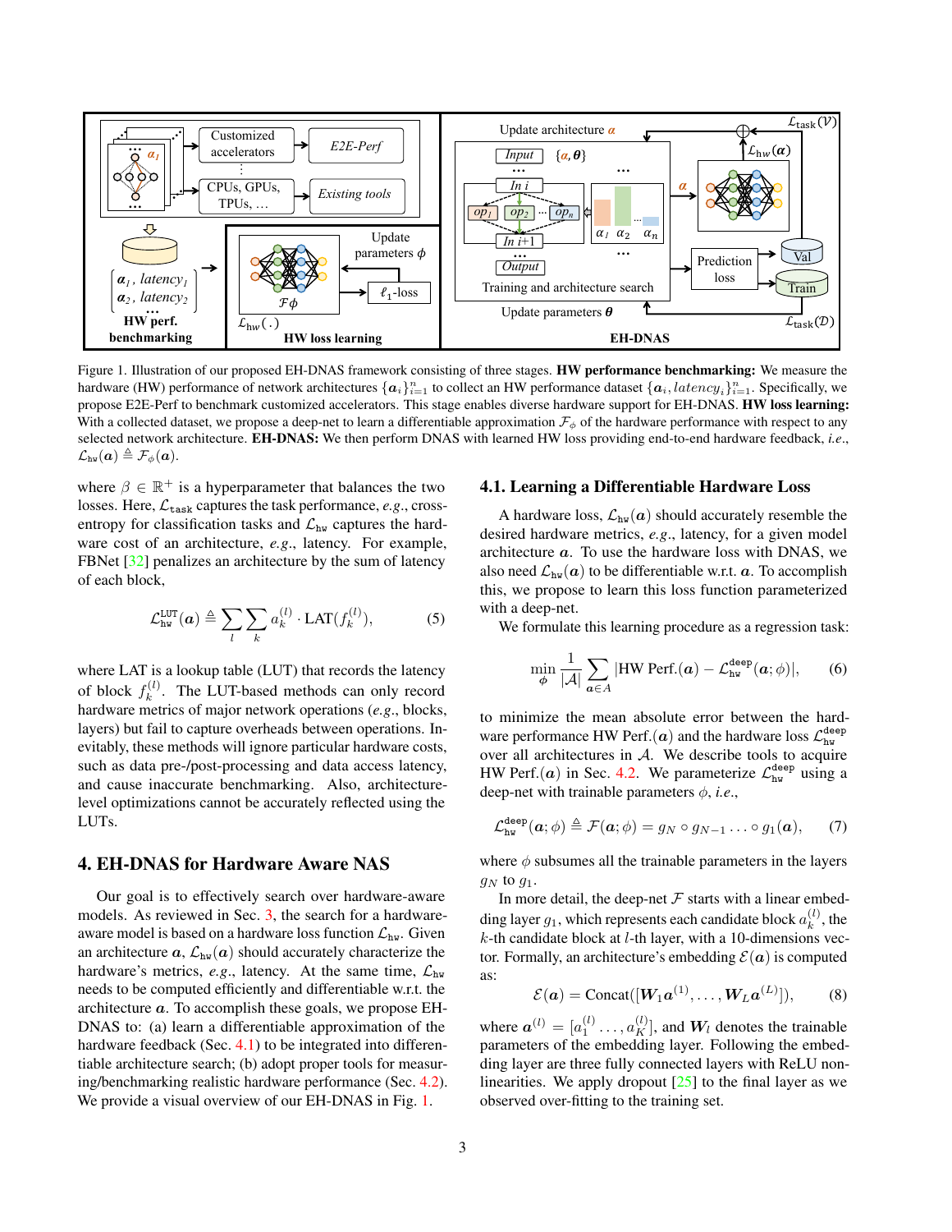Figure 1. Illustration of our proposed EH-DNAS framework consisting of three stages. **HW performance benchmarking:** We measure the hardware (HW) performance of network architectures $\{\boldsymbol{a}_i\}_{i=1}^n$ to collect an HW performance dataset $\{\boldsymbol{a}_i, latency_i\}_{i=1}^n$. Specifically, we propose E2E-Perf to benchmark customized accelerators. This stage enables diverse hardware support for EH-DNAS. **HW loss learning:** With a collected dataset, we propose a deep-net to learn a differentiable approximation $\mathcal{F}_\phi$ of the hardware performance with respect to any selected network architecture. **EH-DNAS:** We then perform DNAS with learned HW loss providing end-to-end hardware feedback, *i.e.*, $\mathcal{L}_{\texttt{hw}}(\boldsymbol{a}) \triangleq \mathcal{F}_\phi(\boldsymbol{a})$.

where $\beta \in \mathbb{R}^+$ is a hyperparameter that balances the two losses. Here, $\mathcal{L}_{\texttt{task}}$ captures the task performance, *e.g.*, cross-entropy for classification tasks and $\mathcal{L}_{\texttt{hw}}$ captures the hardware cost of an architecture, *e.g.*, latency. For example, FBNet [32] penalizes an architecture by the sum of latency of each block,

$$\mathcal{L}_{\texttt{hw}}^{\texttt{LUT}}(\boldsymbol{a}) \triangleq \sum_l \sum_k a_k^{(l)} \cdot \text{LAT}(f_k^{(l)}), \tag{5}$$

where LAT is a lookup table (LUT) that records the latency of block $f_k^{(l)}$. The LUT-based methods can only record hardware metrics of major network operations (*e.g.*, blocks, layers) but fail to capture overheads between operations. Inevitably, these methods will ignore particular hardware costs, such as data pre-/post-processing and data access latency, and cause inaccurate benchmarking. Also, architecture-level optimizations cannot be accurately reflected using the LUTs.

## 4. EH-DNAS for Hardware Aware NAS

Our goal is to effectively search over hardware-aware models. As reviewed in Sec. 3, the search for a hardware-aware model is based on a hardware loss function $\mathcal{L}_{\texttt{hw}}$. Given an architecture $\boldsymbol{a}$, $\mathcal{L}_{\texttt{hw}}(\boldsymbol{a})$ should accurately characterize the hardware's metrics, *e.g.*, latency. At the same time, $\mathcal{L}_{\texttt{hw}}$ needs to be computed efficiently and differentiable w.r.t. the architecture $\boldsymbol{a}$. To accomplish these goals, we propose EH-DNAS to: (a) learn a differentiable approximation of the hardware feedback (Sec. 4.1) to be integrated into differentiable architecture search; (b) adopt proper tools for measuring/benchmarking realistic hardware performance (Sec. 4.2). We provide a visual overview of our EH-DNAS in Fig. 1.

### 4.1. Learning a Differentiable Hardware Loss

A hardware loss, $\mathcal{L}_{\texttt{hw}}(\boldsymbol{a})$ should accurately resemble the desired hardware metrics, *e.g.*, latency, for a given model architecture $\boldsymbol{a}$. To use the hardware loss with DNAS, we also need $\mathcal{L}_{\texttt{hw}}(\boldsymbol{a})$ to be differentiable w.r.t. $\boldsymbol{a}$. To accomplish this, we propose to learn this loss function parameterized with a deep-net.

We formulate this learning procedure as a regression task:

$$\min_{\phi} \frac{1}{|\mathcal{A}|} \sum_{\boldsymbol{a} \in A} |\text{HW Perf.}(\boldsymbol{a}) - \mathcal{L}_{\texttt{hw}}^{\texttt{deep}}(\boldsymbol{a}; \phi)|, \tag{6}$$

to minimize the mean absolute error between the hardware performance HW Perf.$(\boldsymbol{a})$ and the hardware loss $\mathcal{L}_{\texttt{hw}}^{\texttt{deep}}$ over all architectures in $\mathcal{A}$. We describe tools to acquire HW Perf.$(\boldsymbol{a})$ in Sec. 4.2. We parameterize $\mathcal{L}_{\texttt{hw}}^{\texttt{deep}}$ using a deep-net with trainable parameters $\phi$, *i.e.*,

$$\mathcal{L}_{\texttt{hw}}^{\texttt{deep}}(\boldsymbol{a}; \phi) \triangleq \mathcal{F}(\boldsymbol{a}; \phi) = g_N \circ g_{N-1} \ldots \circ g_1(\boldsymbol{a}), \tag{7}$$

where $\phi$ subsumes all the trainable parameters in the layers $g_N$ to $g_1$.

In more detail, the deep-net $\mathcal{F}$ starts with a linear embedding layer $g_1$, which represents each candidate block $a_k^{(l)}$, the $k$-th candidate block at $l$-th layer, with a 10-dimensions vector. Formally, an architecture's embedding $\mathcal{E}(\boldsymbol{a})$ is computed as:

$$\mathcal{E}(\boldsymbol{a}) = \text{Concat}([\boldsymbol{W}_1 \boldsymbol{a}^{(1)}, \ldots, \boldsymbol{W}_L \boldsymbol{a}^{(L)}]), \tag{8}$$

where $\boldsymbol{a}^{(l)} = [a_1^{(l)} \ldots, a_K^{(l)}]$, and $\boldsymbol{W}_l$ denotes the trainable parameters of the embedding layer. Following the embedding layer are three fully connected layers with ReLU nonlinearities. We apply dropout [25] to the final layer as we observed over-fitting to the training set.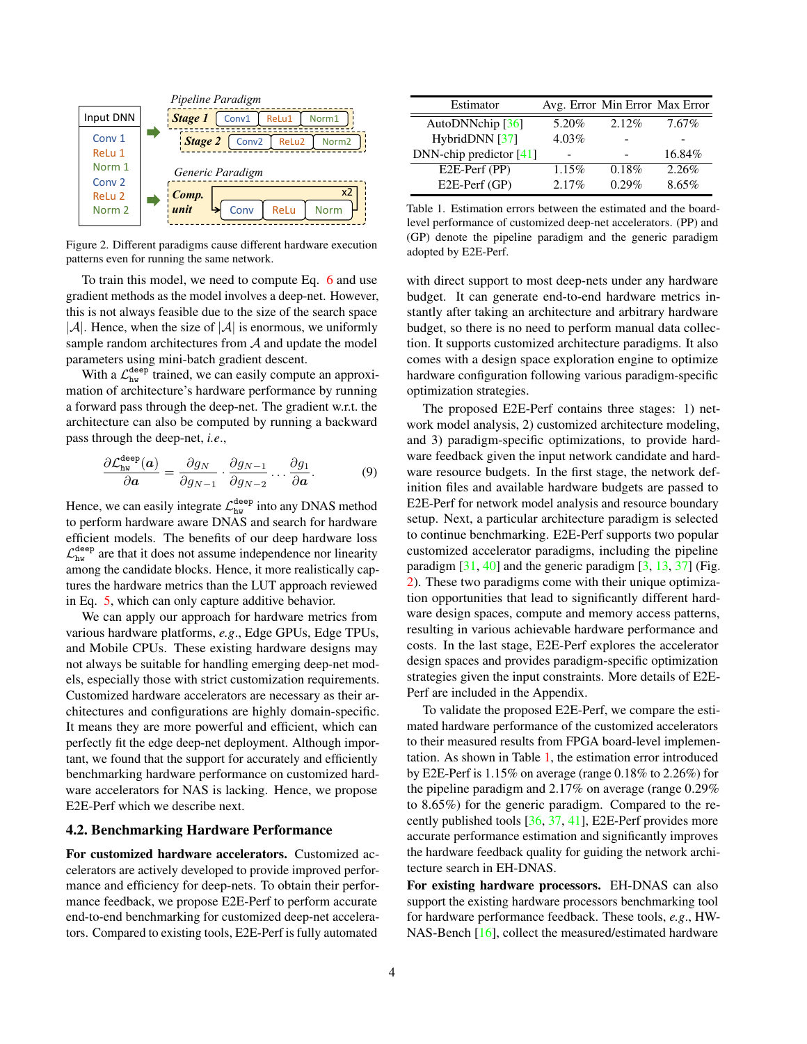Figure 2. Different paradigms cause different hardware execution patterns even for running the same network.

To train this model, we need to compute Eq. 6 and use gradient methods as the model involves a deep-net. However, this is not always feasible due to the size of the search space $|\mathcal{A}|$. Hence, when the size of $|\mathcal{A}|$ is enormous, we uniformly sample random architectures from $\mathcal{A}$ and update the model parameters using mini-batch gradient descent.

With a $\mathcal{L}_{\text{hw}}^{\text{deep}}$ trained, we can easily compute an approximation of architecture's hardware performance by running a forward pass through the deep-net. The gradient w.r.t. the architecture can also be computed by running a backward pass through the deep-net, *i.e*.,

$$\frac{\partial \mathcal{L}_{\text{hw}}^{\text{deep}}(\boldsymbol{a})}{\partial \boldsymbol{a}} = \frac{\partial g_N}{\partial g_{N-1}} \cdot \frac{\partial g_{N-1}}{\partial g_{N-2}} \cdots \frac{\partial g_1}{\partial \boldsymbol{a}}. \tag{9}$$

Hence, we can easily integrate $\mathcal{L}_{\text{hw}}^{\text{deep}}$ into any DNAS method to perform hardware aware DNAS and search for hardware efficient models. The benefits of our deep hardware loss $\mathcal{L}_{\text{hw}}^{\text{deep}}$ are that it does not assume independence nor linearity among the candidate blocks. Hence, it more realistically captures the hardware metrics than the LUT approach reviewed in Eq. 5, which can only capture additive behavior.

We can apply our approach for hardware metrics from various hardware platforms, *e.g*., Edge GPUs, Edge TPUs, and Mobile CPUs. These existing hardware designs may not always be suitable for handling emerging deep-net models, especially those with strict customization requirements. Customized hardware accelerators are necessary as their architectures and configurations are highly domain-specific. It means they are more powerful and efficient, which can perfectly fit the edge deep-net deployment. Although important, we found that the support for accurately and efficiently benchmarking hardware performance on customized hardware accelerators for NAS is lacking. Hence, we propose E2E-Perf which we describe next.

## 4.2. Benchmarking Hardware Performance

**For customized hardware accelerators.** Customized accelerators are actively developed to provide improved performance and efficiency for deep-nets. To obtain their performance feedback, we propose E2E-Perf to perform accurate end-to-end benchmarking for customized deep-net accelerators. Compared to existing tools, E2E-Perf is fully automated with direct support to most deep-nets under any hardware budget. It can generate end-to-end hardware metrics instantly after taking an architecture and arbitrary hardware budget, so there is no need to perform manual data collection. It supports customized architecture paradigms. It also comes with a design space exploration engine to optimize hardware configuration following various paradigm-specific optimization strategies.

| Estimator | Avg. Error | Min Error | Max Error |
|---|---|---|---|
| AutoDNNchip [36] | 5.20% | 2.12% | 7.67% |
| HybridDNN [37] | 4.03% | - | - |
| DNN-chip predictor [41] | - | - | 16.84% |
| E2E-Perf (PP) | 1.15% | 0.18% | 2.26% |
| E2E-Perf (GP) | 2.17% | 0.29% | 8.65% |

Table 1. Estimation errors between the estimated and the board-level performance of customized deep-net accelerators. (PP) and (GP) denote the pipeline paradigm and the generic paradigm adopted by E2E-Perf.

The proposed E2E-Perf contains three stages: 1) network model analysis, 2) customized architecture modeling, and 3) paradigm-specific optimizations, to provide hardware feedback given the input network candidate and hardware resource budgets. In the first stage, the network definition files and available hardware budgets are passed to E2E-Perf for network model analysis and resource boundary setup. Next, a particular architecture paradigm is selected to continue benchmarking. E2E-Perf supports two popular customized accelerator paradigms, including the pipeline paradigm [31, 40] and the generic paradigm [3, 13, 37] (Fig. 2). These two paradigms come with their unique optimization opportunities that lead to significantly different hardware design spaces, compute and memory access patterns, resulting in various achievable hardware performance and costs. In the last stage, E2E-Perf explores the accelerator design spaces and provides paradigm-specific optimization strategies given the input constraints. More details of E2E-Perf are included in the Appendix.

To validate the proposed E2E-Perf, we compare the estimated hardware performance of the customized accelerators to their measured results from FPGA board-level implementation. As shown in Table 1, the estimation error introduced by E2E-Perf is 1.15% on average (range 0.18% to 2.26%) for the pipeline paradigm and 2.17% on average (range 0.29% to 8.65%) for the generic paradigm. Compared to the recently published tools [36, 37, 41], E2E-Perf provides more accurate performance estimation and significantly improves the hardware feedback quality for guiding the network architecture search in EH-DNAS.

**For existing hardware processors.** EH-DNAS can also support the existing hardware processors benchmarking tool for hardware performance feedback. These tools, *e.g*., HW-NAS-Bench [16], collect the measured/estimated hardware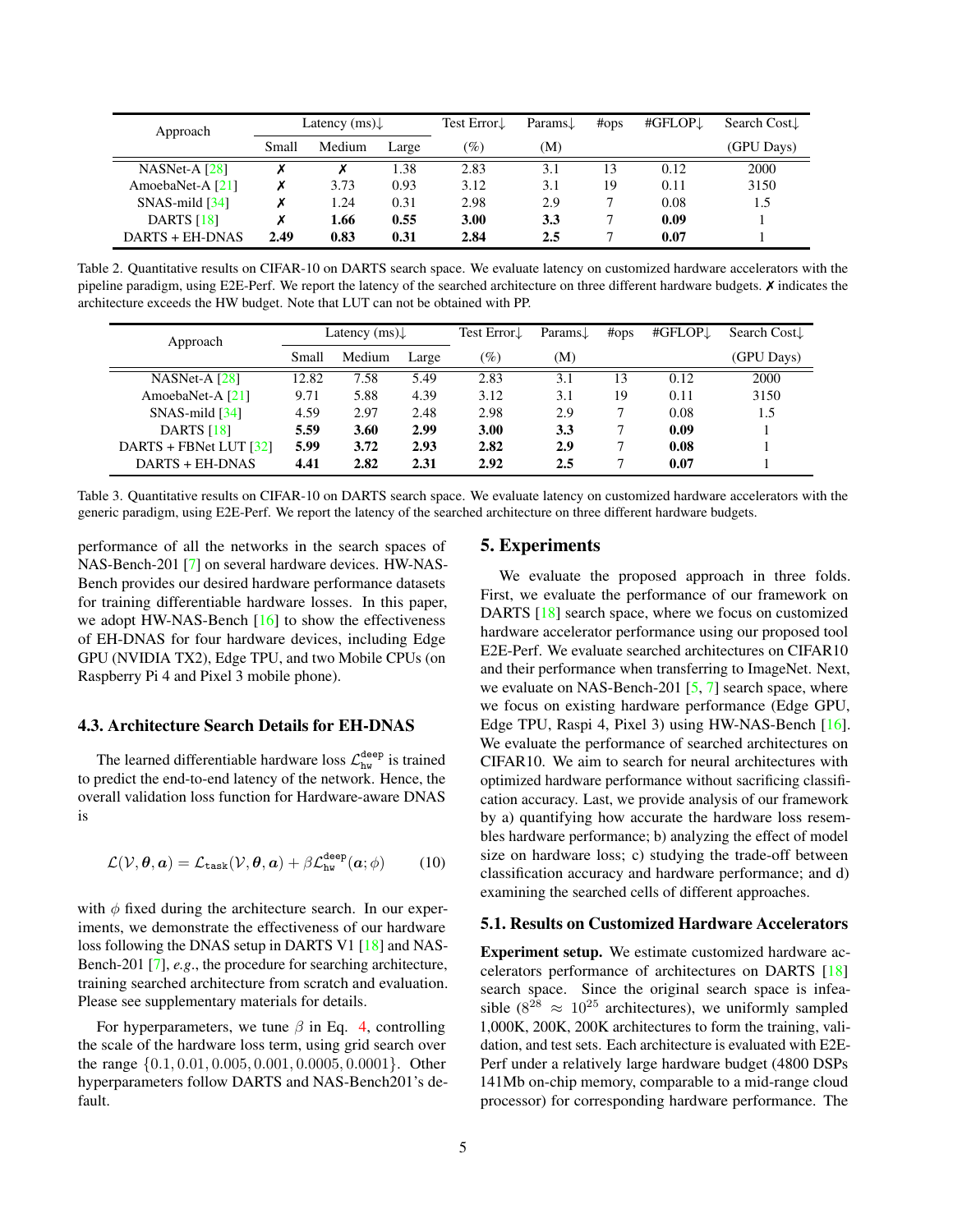| Approach | Latency (ms)↓ | | | Test Error↓ | Params↓ | #ops | #GFLOP↓ | Search Cost↓ |
|---|---|---|---|---|---|---|---|---|
| | Small | Medium | Large | (%) | (M) | | | (GPU Days) |
| NASNet-A [28] | ✗ | ✗ | 1.38 | 2.83 | 3.1 | 13 | 0.12 | 2000 |
| AmoebaNet-A [21] | ✗ | 3.73 | 0.93 | 3.12 | 3.1 | 19 | 0.11 | 3150 |
| SNAS-mild [34] | ✗ | 1.24 | 0.31 | 2.98 | 2.9 | 7 | 0.08 | 1.5 |
| DARTS [18] | ✗ | **1.66** | **0.55** | **3.00** | **3.3** | 7 | **0.09** | 1 |
| DARTS + EH-DNAS | **2.49** | **0.83** | **0.31** | **2.84** | **2.5** | 7 | **0.07** | 1 |

Table 2. Quantitative results on CIFAR-10 on DARTS search space. We evaluate latency on customized hardware accelerators with the pipeline paradigm, using E2E-Perf. We report the latency of the searched architecture on three different hardware budgets. ✗ indicates the architecture exceeds the HW budget. Note that LUT can not be obtained with PP.

| Approach | Latency (ms)↓ | | | Test Error↓ | Params↓ | #ops | #GFLOP↓ | Search Cost↓ |
|---|---|---|---|---|---|---|---|---|
| | Small | Medium | Large | (%) | (M) | | | (GPU Days) |
| NASNet-A [28] | 12.82 | 7.58 | 5.49 | 2.83 | 3.1 | 13 | 0.12 | 2000 |
| AmoebaNet-A [21] | 9.71 | 5.88 | 4.39 | 3.12 | 3.1 | 19 | 0.11 | 3150 |
| SNAS-mild [34] | 4.59 | 2.97 | 2.48 | 2.98 | 2.9 | 7 | 0.08 | 1.5 |
| DARTS [18] | **5.59** | **3.60** | **2.99** | **3.00** | **3.3** | 7 | **0.09** | 1 |
| DARTS + FBNet LUT [32] | **5.99** | **3.72** | **2.93** | **2.82** | **2.9** | 7 | **0.08** | 1 |
| DARTS + EH-DNAS | **4.41** | **2.82** | **2.31** | **2.92** | **2.5** | 7 | **0.07** | 1 |

Table 3. Quantitative results on CIFAR-10 on DARTS search space. We evaluate latency on customized hardware accelerators with the generic paradigm, using E2E-Perf. We report the latency of the searched architecture on three different hardware budgets.

performance of all the networks in the search spaces of NAS-Bench-201 [7] on several hardware devices. HW-NAS-Bench provides our desired hardware performance datasets for training differentiable hardware losses. In this paper, we adopt HW-NAS-Bench [16] to show the effectiveness of EH-DNAS for four hardware devices, including Edge GPU (NVIDIA TX2), Edge TPU, and two Mobile CPUs (on Raspberry Pi 4 and Pixel 3 mobile phone).

### 4.3. Architecture Search Details for EH-DNAS

The learned differentiable hardware loss $\mathcal{L}_{\texttt{hw}}^{\texttt{deep}}$ is trained to predict the end-to-end latency of the network. Hence, the overall validation loss function for Hardware-aware DNAS is

$$\mathcal{L}(\mathcal{V}, \boldsymbol{\theta}, \boldsymbol{a}) = \mathcal{L}_{\texttt{task}}(\mathcal{V}, \boldsymbol{\theta}, \boldsymbol{a}) + \beta \mathcal{L}_{\texttt{hw}}^{\texttt{deep}}(\boldsymbol{a}; \phi) \tag{10}$$

with $\phi$ fixed during the architecture search. In our experiments, we demonstrate the effectiveness of our hardware loss following the DNAS setup in DARTS V1 [18] and NAS-Bench-201 [7], *e.g*., the procedure for searching architecture, training searched architecture from scratch and evaluation. Please see supplementary materials for details.

For hyperparameters, we tune $\beta$ in Eq. 4, controlling the scale of the hardware loss term, using grid search over the range $\{0.1, 0.01, 0.005, 0.001, 0.0005, 0.0001\}$. Other hyperparameters follow DARTS and NAS-Bench201's default.

## 5. Experiments

We evaluate the proposed approach in three folds. First, we evaluate the performance of our framework on DARTS [18] search space, where we focus on customized hardware accelerator performance using our proposed tool E2E-Perf. We evaluate searched architectures on CIFAR10 and their performance when transferring to ImageNet. Next, we evaluate on NAS-Bench-201 [5, 7] search space, where we focus on existing hardware performance (Edge GPU, Edge TPU, Raspi 4, Pixel 3) using HW-NAS-Bench [16]. We evaluate the performance of searched architectures on CIFAR10. We aim to search for neural architectures with optimized hardware performance without sacrificing classification accuracy. Last, we provide analysis of our framework by a) quantifying how accurate the hardware loss resembles hardware performance; b) analyzing the effect of model size on hardware loss; c) studying the trade-off between classification accuracy and hardware performance; and d) examining the searched cells of different approaches.

### 5.1. Results on Customized Hardware Accelerators

**Experiment setup.** We estimate customized hardware accelerators performance of architectures on DARTS [18] search space. Since the original search space is infeasible ($8^{28} \approx 10^{25}$ architectures), we uniformly sampled 1,000K, 200K, 200K architectures to form the training, validation, and test sets. Each architecture is evaluated with E2E-Perf under a relatively large hardware budget (4800 DSPs 141Mb on-chip memory, comparable to a mid-range cloud processor) for corresponding hardware performance. The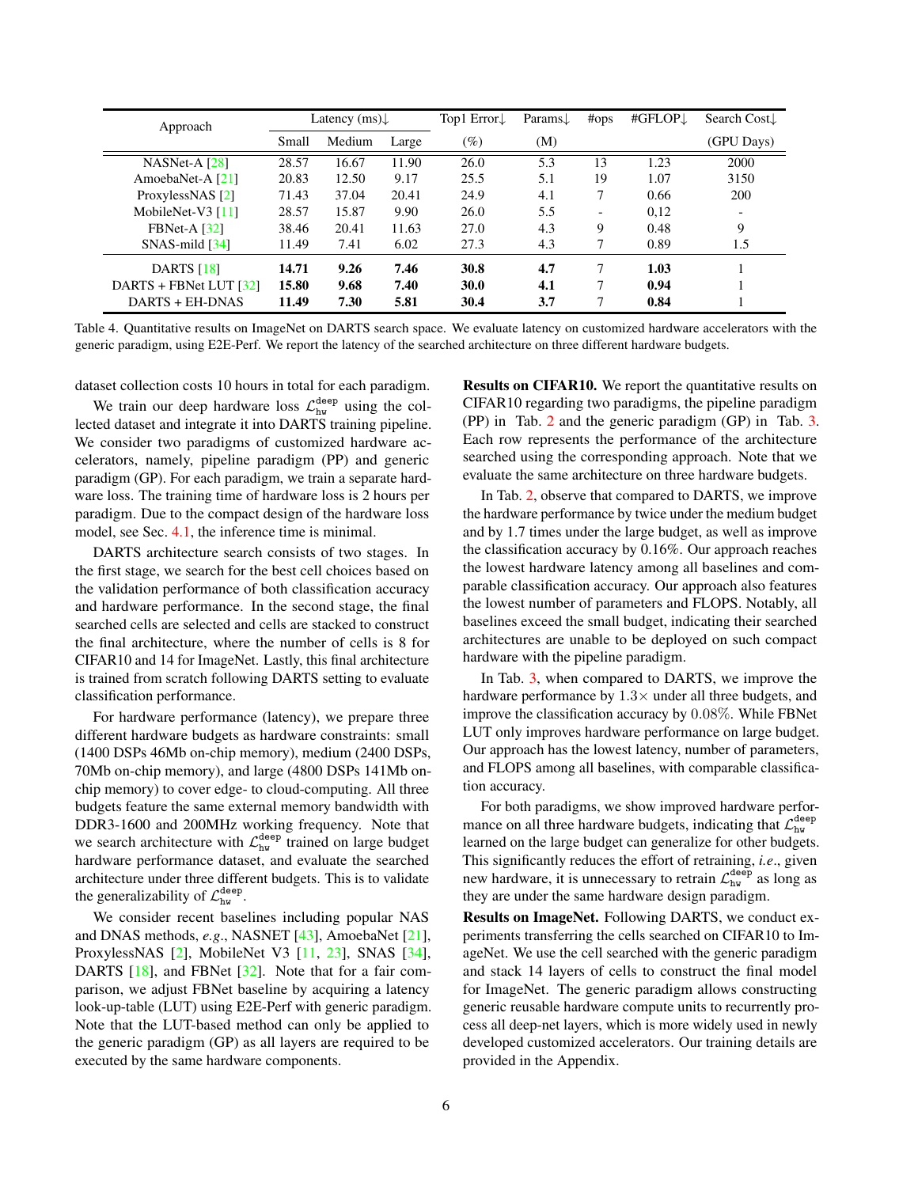| Approach | Latency (ms)↓ | | | Top1 Error↓ | Params↓ | #ops | #GFLOP↓ | Search Cost↓ |
|---|---|---|---|---|---|---|---|---|
| | Small | Medium | Large | (%) | (M) | | | (GPU Days) |
| NASNet-A [28] | 28.57 | 16.67 | 11.90 | 26.0 | 5.3 | 13 | 1.23 | 2000 |
| AmoebaNet-A [21] | 20.83 | 12.50 | 9.17 | 25.5 | 5.1 | 19 | 1.07 | 3150 |
| ProxylessNAS [2] | 71.43 | 37.04 | 20.41 | 24.9 | 4.1 | 7 | 0.66 | 200 |
| MobileNet-V3 [11] | 28.57 | 15.87 | 9.90 | 26.0 | 5.5 | - | 0,12 | - |
| FBNet-A [32] | 38.46 | 20.41 | 11.63 | 27.0 | 4.3 | 9 | 0.48 | 9 |
| SNAS-mild [34] | 11.49 | 7.41 | 6.02 | 27.3 | 4.3 | 7 | 0.89 | 1.5 |
| DARTS [18] | **14.71** | **9.26** | **7.46** | **30.8** | **4.7** | 7 | **1.03** | 1 |
| DARTS + FBNet LUT [32] | **15.80** | **9.68** | **7.40** | **30.0** | **4.1** | 7 | **0.94** | 1 |
| DARTS + EH-DNAS | **11.49** | **7.30** | **5.81** | **30.4** | **3.7** | 7 | **0.84** | 1 |

Table 4. Quantitative results on ImageNet on DARTS search space. We evaluate latency on customized hardware accelerators with the generic paradigm, using E2E-Perf. We report the latency of the searched architecture on three different hardware budgets.

dataset collection costs 10 hours in total for each paradigm.

We train our deep hardware loss $\mathcal{L}_{\texttt{hw}}^{\texttt{deep}}$ using the collected dataset and integrate it into DARTS training pipeline. We consider two paradigms of customized hardware accelerators, namely, pipeline paradigm (PP) and generic paradigm (GP). For each paradigm, we train a separate hardware loss. The training time of hardware loss is 2 hours per paradigm. Due to the compact design of the hardware loss model, see Sec. 4.1, the inference time is minimal.

DARTS architecture search consists of two stages. In the first stage, we search for the best cell choices based on the validation performance of both classification accuracy and hardware performance. In the second stage, the final searched cells are selected and cells are stacked to construct the final architecture, where the number of cells is 8 for CIFAR10 and 14 for ImageNet. Lastly, this final architecture is trained from scratch following DARTS setting to evaluate classification performance.

For hardware performance (latency), we prepare three different hardware budgets as hardware constraints: small (1400 DSPs 46Mb on-chip memory), medium (2400 DSPs, 70Mb on-chip memory), and large (4800 DSPs 141Mb on-chip memory) to cover edge- to cloud-computing. All three budgets feature the same external memory bandwidth with DDR3-1600 and 200MHz working frequency. Note that we search architecture with $\mathcal{L}_{\texttt{hw}}^{\texttt{deep}}$ trained on large budget hardware performance dataset, and evaluate the searched architecture under three different budgets. This is to validate the generalizability of $\mathcal{L}_{\texttt{hw}}^{\texttt{deep}}$.

We consider recent baselines including popular NAS and DNAS methods, *e.g.*, NASNET [43], AmoebaNet [21], ProxylessNAS [2], MobileNet V3 [11, 23], SNAS [34], DARTS [18], and FBNet [32]. Note that for a fair comparison, we adjust FBNet baseline by acquiring a latency look-up-table (LUT) using E2E-Perf with generic paradigm. Note that the LUT-based method can only be applied to the generic paradigm (GP) as all layers are required to be executed by the same hardware components.

**Results on CIFAR10.** We report the quantitative results on CIFAR10 regarding two paradigms, the pipeline paradigm (PP) in Tab. 2 and the generic paradigm (GP) in Tab. 3. Each row represents the performance of the architecture searched using the corresponding approach. Note that we evaluate the same architecture on three hardware budgets.

In Tab. 2, observe that compared to DARTS, we improve the hardware performance by twice under the medium budget and by 1.7 times under the large budget, as well as improve the classification accuracy by 0.16%. Our approach reaches the lowest hardware latency among all baselines and comparable classification accuracy. Our approach also features the lowest number of parameters and FLOPS. Notably, all baselines exceed the small budget, indicating their searched architectures are unable to be deployed on such compact hardware with the pipeline paradigm.

In Tab. 3, when compared to DARTS, we improve the hardware performance by $1.3\times$ under all three budgets, and improve the classification accuracy by $0.08\%$. While FBNet LUT only improves hardware performance on large budget. Our approach has the lowest latency, number of parameters, and FLOPS among all baselines, with comparable classification accuracy.

For both paradigms, we show improved hardware performance on all three hardware budgets, indicating that $\mathcal{L}_{\texttt{hw}}^{\texttt{deep}}$ learned on the large budget can generalize for other budgets. This significantly reduces the effort of retraining, *i.e.*, given new hardware, it is unnecessary to retrain $\mathcal{L}_{\texttt{hw}}^{\texttt{deep}}$ as long as they are under the same hardware design paradigm.

**Results on ImageNet.** Following DARTS, we conduct experiments transferring the cells searched on CIFAR10 to ImageNet. We use the cell searched with the generic paradigm and stack 14 layers of cells to construct the final model for ImageNet. The generic paradigm allows constructing generic reusable hardware compute units to recurrently process all deep-net layers, which is more widely used in newly developed customized accelerators. Our training details are provided in the Appendix.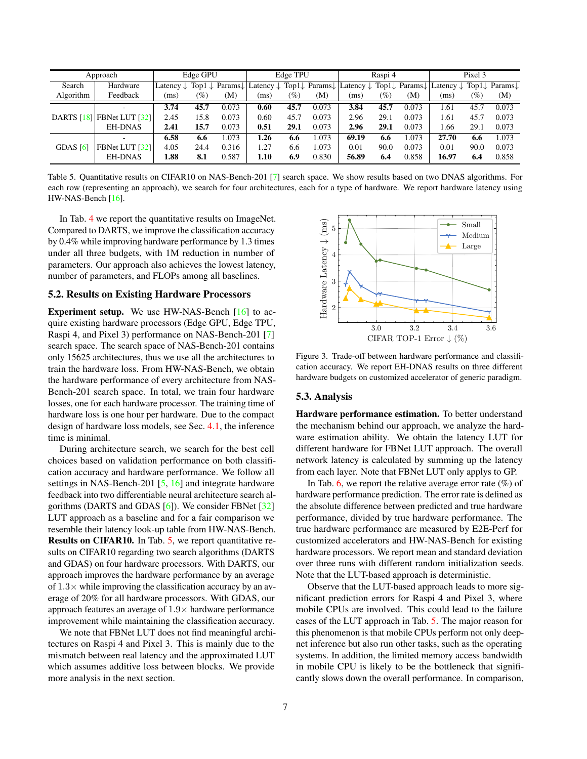| Approach | | Edge GPU | | | Edge TPU | | | Raspi 4 | | | Pixel 3 | | |
|---|---|---|---|---|---|---|---|---|---|---|---|---|---|
| Search Algorithm | Hardware Feedback | Latency ↓ (ms) | Top1 ↓ (%) | Params↓ (M) | Latency ↓ (ms) | Top1↓ (%) | Params↓ (M) | Latency ↓ (ms) | Top1↓ (%) | Params↓ (M) | Latency ↓ (ms) | Top1↓ (%) | Params↓ (M) |
| DARTS [18] | - | **3.74** | **45.7** | 0.073 | **0.60** | **45.7** | 0.073 | **3.84** | **45.7** | 0.073 | 1.61 | 45.7 | 0.073 |
| | FBNet LUT [32] | 2.45 | 15.8 | 0.073 | 0.60 | 45.7 | 0.073 | 2.96 | 29.1 | 0.073 | 1.61 | 45.7 | 0.073 |
| | EH-DNAS | **2.41** | **15.7** | 0.073 | **0.51** | **29.1** | 0.073 | **2.96** | **29.1** | 0.073 | 1.66 | 29.1 | 0.073 |
| GDAS [6] | - | **6.58** | **6.6** | 1.073 | **1.26** | **6.6** | 1.073 | **69.19** | **6.6** | 1.073 | **27.70** | **6.6** | 1.073 |
| | FBNet LUT [32] | 4.05 | 24.4 | 0.316 | 1.27 | 6.6 | 1.073 | 0.01 | 90.0 | 0.073 | 0.01 | 90.0 | 0.073 |
| | EH-DNAS | **1.88** | **8.1** | 0.587 | **1.10** | **6.9** | 0.830 | **56.89** | **6.4** | 0.858 | **16.97** | **6.4** | 0.858 |

Table 5. Quantitative results on CIFAR10 on NAS-Bench-201 [7] search space. We show results based on two DNAS algorithms. For each row (representing an approach), we search for four architectures, each for a type of hardware. We report hardware latency using HW-NAS-Bench [16].

In Tab. 4 we report the quantitative results on ImageNet. Compared to DARTS, we improve the classification accuracy by 0.4% while improving hardware performance by 1.3 times under all three budgets, with 1M reduction in number of parameters. Our approach also achieves the lowest latency, number of parameters, and FLOPs among all baselines.

## 5.2. Results on Existing Hardware Processors

**Experiment setup.** We use HW-NAS-Bench [16] to acquire existing hardware processors (Edge GPU, Edge TPU, Raspi 4, and Pixel 3) performance on NAS-Bench-201 [7] search space. The search space of NAS-Bench-201 contains only 15625 architectures, thus we use all the architectures to train the hardware loss. From HW-NAS-Bench, we obtain the hardware performance of every architecture from NAS-Bench-201 search space. In total, we train four hardware losses, one for each hardware processor. The training time of hardware loss is one hour per hardware. Due to the compact design of hardware loss models, see Sec. 4.1, the inference time is minimal.

During architecture search, we search for the best cell choices based on validation performance on both classification accuracy and hardware performance. We follow all settings in NAS-Bench-201 [5, 16] and integrate hardware feedback into two differentiable neural architecture search algorithms (DARTS and GDAS [6]). We consider FBNet [32] LUT approach as a baseline and for a fair comparison we resemble their latency look-up table from HW-NAS-Bench.

**Results on CIFAR10.** In Tab. 5, we report quantitative results on CIFAR10 regarding two search algorithms (DARTS and GDAS) on four hardware processors. With DARTS, our approach improves the hardware performance by an average of $1.3\times$ while improving the classification accuracy by an average of 20% for all hardware processors. With GDAS, our approach features an average of $1.9\times$ hardware performance improvement while maintaining the classification accuracy.

We note that FBNet LUT does not find meaningful architectures on Raspi 4 and Pixel 3. This is mainly due to the mismatch between real latency and the approximated LUT which assumes additive loss between blocks. We provide more analysis in the next section.

Figure 3. Trade-off between hardware performance and classification accuracy. We report EH-DNAS results on three different hardware budgets on customized accelerator of generic paradigm.

## 5.3. Analysis

**Hardware performance estimation.** To better understand the mechanism behind our approach, we analyze the hardware estimation ability. We obtain the latency LUT for different hardware for FBNet LUT approach. The overall network latency is calculated by summing up the latency from each layer. Note that FBNet LUT only applies to GP.

In Tab. 6, we report the relative average error rate (%) of hardware performance prediction. The error rate is defined as the absolute difference between predicted and true hardware performance, divided by true hardware performance. The true hardware performance are measured by E2E-Perf for customized accelerators and HW-NAS-Bench for existing hardware processors. We report mean and standard deviation over three runs with different random initialization seeds. Note that the LUT-based approach is deterministic.

Observe that the LUT-based approach leads to more significant prediction errors for Raspi 4 and Pixel 3, where mobile CPUs are involved. This could lead to the failure cases of the LUT approach in Tab. 5. The major reason for this phenomenon is that mobile CPUs perform not only deep-net inference but also run other tasks, such as the operating systems. In addition, the limited memory access bandwidth in mobile CPU is likely to be the bottleneck that significantly slows down the overall performance. In comparison,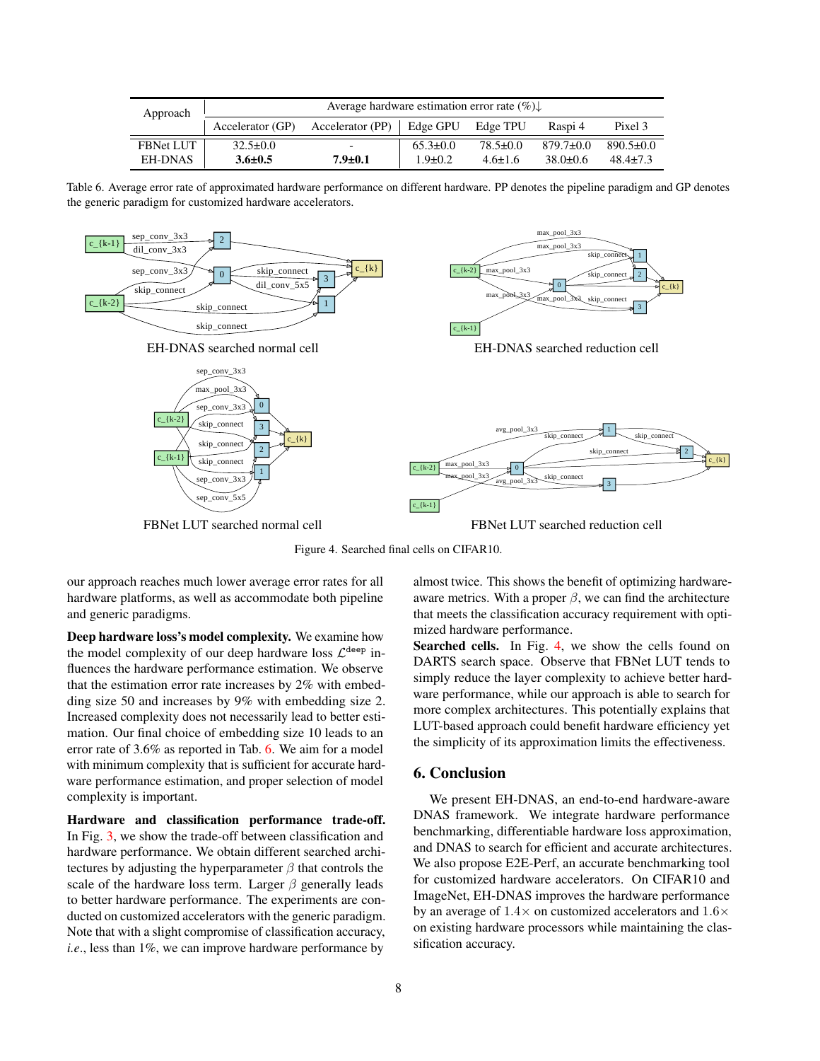| Approach | Average hardware estimation error rate (%)↓ | | | | | |
|---|---|---|---|---|---|---|
| | Accelerator (GP) | Accelerator (PP) | Edge GPU | Edge TPU | Raspi 4 | Pixel 3 |
| FBNet LUT | 32.5±0.0 | - | 65.3±0.0 | 78.5±0.0 | 879.7±0.0 | 890.5±0.0 |
| EH-DNAS | **3.6±0.5** | **7.9±0.1** | 1.9±0.2 | 4.6±1.6 | 38.0±0.6 | 48.4±7.3 |

Table 6. Average error rate of approximated hardware performance on different hardware. PP denotes the pipeline paradigm and GP denotes the generic paradigm for customized hardware accelerators.

EH-DNAS searched normal cell

EH-DNAS searched reduction cell

FBNet LUT searched normal cell

FBNet LUT searched reduction cell

Figure 4. Searched final cells on CIFAR10.

our approach reaches much lower average error rates for all hardware platforms, as well as accommodate both pipeline and generic paradigms.

**Deep hardware loss's model complexity.** We examine how the model complexity of our deep hardware loss $\mathcal{L}^{\text{deep}}$ influences the hardware performance estimation. We observe that the estimation error rate increases by 2% with embedding size 50 and increases by 9% with embedding size 2. Increased complexity does not necessarily lead to better estimation. Our final choice of embedding size 10 leads to an error rate of 3.6% as reported in Tab. 6. We aim for a model with minimum complexity that is sufficient for accurate hardware performance estimation, and proper selection of model complexity is important.

**Hardware and classification performance trade-off.** In Fig. 3, we show the trade-off between classification and hardware performance. We obtain different searched architectures by adjusting the hyperparameter $\beta$ that controls the scale of the hardware loss term. Larger $\beta$ generally leads to better hardware performance. The experiments are conducted on customized accelerators with the generic paradigm. Note that with a slight compromise of classification accuracy, *i.e.*, less than 1%, we can improve hardware performance by almost twice. This shows the benefit of optimizing hardware-aware metrics. With a proper $\beta$, we can find the architecture that meets the classification accuracy requirement with optimized hardware performance.

**Searched cells.** In Fig. 4, we show the cells found on DARTS search space. Observe that FBNet LUT tends to simply reduce the layer complexity to achieve better hardware performance, while our approach is able to search for more complex architectures. This potentially explains that LUT-based approach could benefit hardware efficiency yet the simplicity of its approximation limits the effectiveness.

## 6. Conclusion

We present EH-DNAS, an end-to-end hardware-aware DNAS framework. We integrate hardware performance benchmarking, differentiable hardware loss approximation, and DNAS to search for efficient and accurate architectures. We also propose E2E-Perf, an accurate benchmarking tool for customized hardware accelerators. On CIFAR10 and ImageNet, EH-DNAS improves the hardware performance by an average of $1.4\times$ on customized accelerators and $1.6\times$ on existing hardware processors while maintaining the classification accuracy.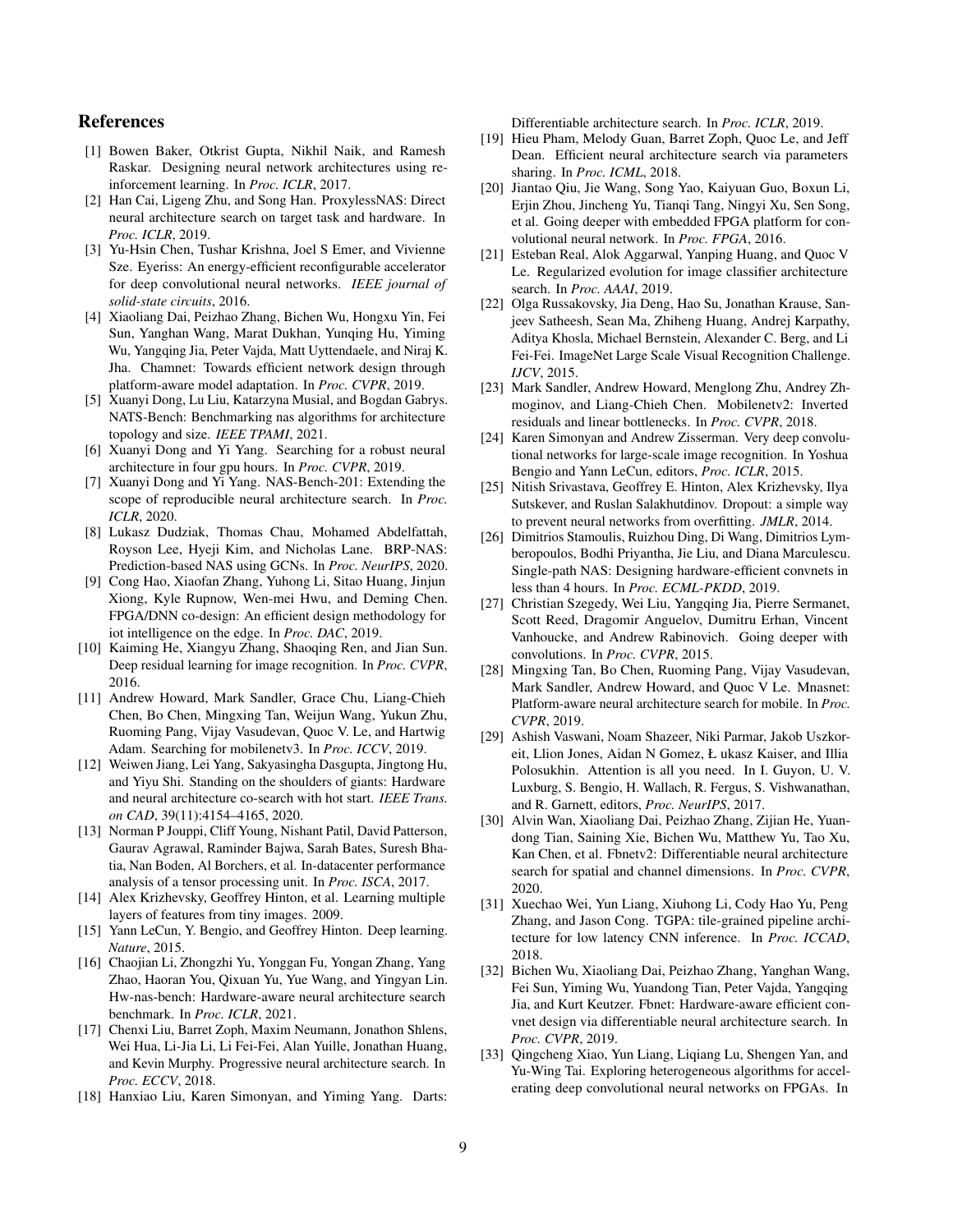## References

[1] Bowen Baker, Otkrist Gupta, Nikhil Naik, and Ramesh Raskar. Designing neural network architectures using reinforcement learning. In *Proc. ICLR*, 2017.

[2] Han Cai, Ligeng Zhu, and Song Han. ProxylessNAS: Direct neural architecture search on target task and hardware. In *Proc. ICLR*, 2019.

[3] Yu-Hsin Chen, Tushar Krishna, Joel S Emer, and Vivienne Sze. Eyeriss: An energy-efficient reconfigurable accelerator for deep convolutional neural networks. *IEEE journal of solid-state circuits*, 2016.

[4] Xiaoliang Dai, Peizhao Zhang, Bichen Wu, Hongxu Yin, Fei Sun, Yanghan Wang, Marat Dukhan, Yunqing Hu, Yiming Wu, Yangqing Jia, Peter Vajda, Matt Uyttendaele, and Niraj K. Jha. Chamnet: Towards efficient network design through platform-aware model adaptation. In *Proc. CVPR*, 2019.

[5] Xuanyi Dong, Lu Liu, Katarzyna Musial, and Bogdan Gabrys. NATS-Bench: Benchmarking nas algorithms for architecture topology and size. *IEEE TPAMI*, 2021.

[6] Xuanyi Dong and Yi Yang. Searching for a robust neural architecture in four gpu hours. In *Proc. CVPR*, 2019.

[7] Xuanyi Dong and Yi Yang. NAS-Bench-201: Extending the scope of reproducible neural architecture search. In *Proc. ICLR*, 2020.

[8] Lukasz Dudziak, Thomas Chau, Mohamed Abdelfattah, Royson Lee, Hyeji Kim, and Nicholas Lane. BRP-NAS: Prediction-based NAS using GCNs. In *Proc. NeurIPS*, 2020.

[9] Cong Hao, Xiaofan Zhang, Yuhong Li, Sitao Huang, Jinjun Xiong, Kyle Rupnow, Wen-mei Hwu, and Deming Chen. FPGA/DNN co-design: An efficient design methodology for iot intelligence on the edge. In *Proc. DAC*, 2019.

[10] Kaiming He, Xiangyu Zhang, Shaoqing Ren, and Jian Sun. Deep residual learning for image recognition. In *Proc. CVPR*, 2016.

[11] Andrew Howard, Mark Sandler, Grace Chu, Liang-Chieh Chen, Bo Chen, Mingxing Tan, Weijun Wang, Yukun Zhu, Ruoming Pang, Vijay Vasudevan, Quoc V. Le, and Hartwig Adam. Searching for mobilenetv3. In *Proc. ICCV*, 2019.

[12] Weiwen Jiang, Lei Yang, Sakyasingha Dasgupta, Jingtong Hu, and Yiyu Shi. Standing on the shoulders of giants: Hardware and neural architecture co-search with hot start. *IEEE Trans. on CAD*, 39(11):4154–4165, 2020.

[13] Norman P Jouppi, Cliff Young, Nishant Patil, David Patterson, Gaurav Agrawal, Raminder Bajwa, Sarah Bates, Suresh Bhatia, Nan Boden, Al Borchers, et al. In-datacenter performance analysis of a tensor processing unit. In *Proc. ISCA*, 2017.

[14] Alex Krizhevsky, Geoffrey Hinton, et al. Learning multiple layers of features from tiny images. 2009.

[15] Yann LeCun, Y. Bengio, and Geoffrey Hinton. Deep learning. *Nature*, 2015.

[16] Chaojian Li, Zhongzhi Yu, Yonggan Fu, Yongan Zhang, Yang Zhao, Haoran You, Qixuan Yu, Yue Wang, and Yingyan Lin. Hw-nas-bench: Hardware-aware neural architecture search benchmark. In *Proc. ICLR*, 2021.

[17] Chenxi Liu, Barret Zoph, Maxim Neumann, Jonathon Shlens, Wei Hua, Li-Jia Li, Li Fei-Fei, Alan Yuille, Jonathan Huang, and Kevin Murphy. Progressive neural architecture search. In *Proc. ECCV*, 2018.

[18] Hanxiao Liu, Karen Simonyan, and Yiming Yang. Darts: Differentiable architecture search. In *Proc. ICLR*, 2019.

[19] Hieu Pham, Melody Guan, Barret Zoph, Quoc Le, and Jeff Dean. Efficient neural architecture search via parameters sharing. In *Proc. ICML*, 2018.

[20] Jiantao Qiu, Jie Wang, Song Yao, Kaiyuan Guo, Boxun Li, Erjin Zhou, Jincheng Yu, Tianqi Tang, Ningyi Xu, Sen Song, et al. Going deeper with embedded FPGA platform for convolutional neural network. In *Proc. FPGA*, 2016.

[21] Esteban Real, Alok Aggarwal, Yanping Huang, and Quoc V Le. Regularized evolution for image classifier architecture search. In *Proc. AAAI*, 2019.

[22] Olga Russakovsky, Jia Deng, Hao Su, Jonathan Krause, Sanjeev Satheesh, Sean Ma, Zhiheng Huang, Andrej Karpathy, Aditya Khosla, Michael Bernstein, Alexander C. Berg, and Li Fei-Fei. ImageNet Large Scale Visual Recognition Challenge. *IJCV*, 2015.

[23] Mark Sandler, Andrew Howard, Menglong Zhu, Andrey Zhmoginov, and Liang-Chieh Chen. Mobilenetv2: Inverted residuals and linear bottlenecks. In *Proc. CVPR*, 2018.

[24] Karen Simonyan and Andrew Zisserman. Very deep convolutional networks for large-scale image recognition. In Yoshua Bengio and Yann LeCun, editors, *Proc. ICLR*, 2015.

[25] Nitish Srivastava, Geoffrey E. Hinton, Alex Krizhevsky, Ilya Sutskever, and Ruslan Salakhutdinov. Dropout: a simple way to prevent neural networks from overfitting. *JMLR*, 2014.

[26] Dimitrios Stamoulis, Ruizhou Ding, Di Wang, Dimitrios Lymberopoulos, Bodhi Priyantha, Jie Liu, and Diana Marculescu. Single-path NAS: Designing hardware-efficient convnets in less than 4 hours. In *Proc. ECML-PKDD*, 2019.

[27] Christian Szegedy, Wei Liu, Yangqing Jia, Pierre Sermanet, Scott Reed, Dragomir Anguelov, Dumitru Erhan, Vincent Vanhoucke, and Andrew Rabinovich. Going deeper with convolutions. In *Proc. CVPR*, 2015.

[28] Mingxing Tan, Bo Chen, Ruoming Pang, Vijay Vasudevan, Mark Sandler, Andrew Howard, and Quoc V Le. Mnasnet: Platform-aware neural architecture search for mobile. In *Proc. CVPR*, 2019.

[29] Ashish Vaswani, Noam Shazeer, Niki Parmar, Jakob Uszkoreit, Llion Jones, Aidan N Gomez, Ł ukasz Kaiser, and Illia Polosukhin. Attention is all you need. In I. Guyon, U. V. Luxburg, S. Bengio, H. Wallach, R. Fergus, S. Vishwanathan, and R. Garnett, editors, *Proc. NeurIPS*, 2017.

[30] Alvin Wan, Xiaoliang Dai, Peizhao Zhang, Zijian He, Yuandong Tian, Saining Xie, Bichen Wu, Matthew Yu, Tao Xu, Kan Chen, et al. Fbnetv2: Differentiable neural architecture search for spatial and channel dimensions. In *Proc. CVPR*, 2020.

[31] Xuechao Wei, Yun Liang, Xiuhong Li, Cody Hao Yu, Peng Zhang, and Jason Cong. TGPA: tile-grained pipeline architecture for low latency CNN inference. In *Proc. ICCAD*, 2018.

[32] Bichen Wu, Xiaoliang Dai, Peizhao Zhang, Yanghan Wang, Fei Sun, Yiming Wu, Yuandong Tian, Peter Vajda, Yangqing Jia, and Kurt Keutzer. Fbnet: Hardware-aware efficient convnet design via differentiable neural architecture search. In *Proc. CVPR*, 2019.

[33] Qingcheng Xiao, Yun Liang, Liqiang Lu, Shengen Yan, and Yu-Wing Tai. Exploring heterogeneous algorithms for accelerating deep convolutional neural networks on FPGAs. In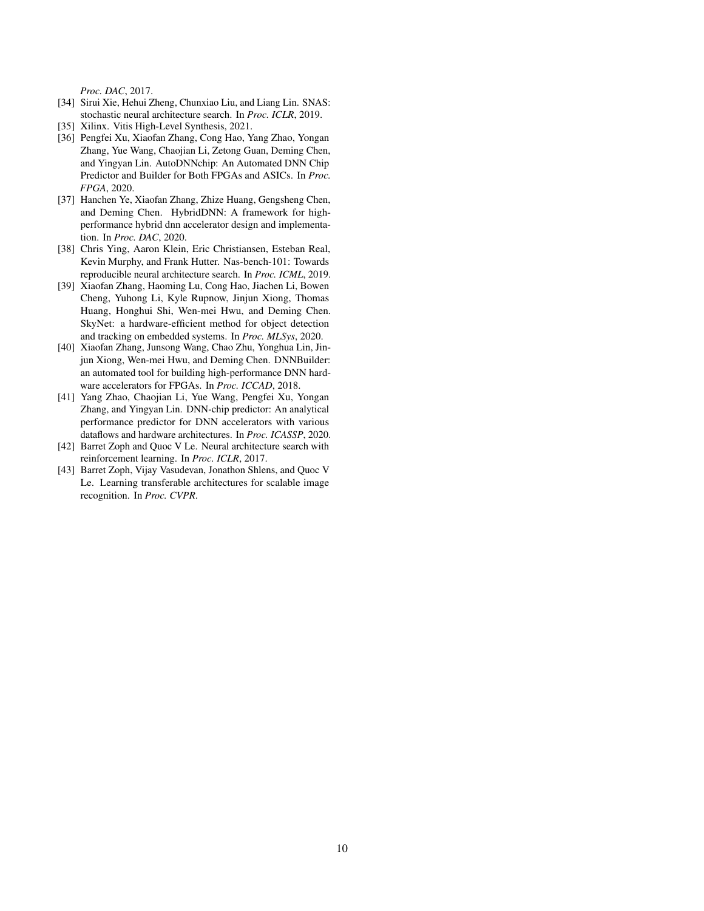*Proc. DAC*, 2017.

[34] Sirui Xie, Hehui Zheng, Chunxiao Liu, and Liang Lin. SNAS: stochastic neural architecture search. In *Proc. ICLR*, 2019.

[35] Xilinx. Vitis High-Level Synthesis, 2021.

[36] Pengfei Xu, Xiaofan Zhang, Cong Hao, Yang Zhao, Yongan Zhang, Yue Wang, Chaojian Li, Zetong Guan, Deming Chen, and Yingyan Lin. AutoDNNchip: An Automated DNN Chip Predictor and Builder for Both FPGAs and ASICs. In *Proc. FPGA*, 2020.

[37] Hanchen Ye, Xiaofan Zhang, Zhize Huang, Gengsheng Chen, and Deming Chen. HybridDNN: A framework for high-performance hybrid dnn accelerator design and implementation. In *Proc. DAC*, 2020.

[38] Chris Ying, Aaron Klein, Eric Christiansen, Esteban Real, Kevin Murphy, and Frank Hutter. Nas-bench-101: Towards reproducible neural architecture search. In *Proc. ICML*, 2019.

[39] Xiaofan Zhang, Haoming Lu, Cong Hao, Jiachen Li, Bowen Cheng, Yuhong Li, Kyle Rupnow, Jinjun Xiong, Thomas Huang, Honghui Shi, Wen-mei Hwu, and Deming Chen. SkyNet: a hardware-efficient method for object detection and tracking on embedded systems. In *Proc. MLSys*, 2020.

[40] Xiaofan Zhang, Junsong Wang, Chao Zhu, Yonghua Lin, Jinjun Xiong, Wen-mei Hwu, and Deming Chen. DNNBuilder: an automated tool for building high-performance DNN hardware accelerators for FPGAs. In *Proc. ICCAD*, 2018.

[41] Yang Zhao, Chaojian Li, Yue Wang, Pengfei Xu, Yongan Zhang, and Yingyan Lin. DNN-chip predictor: An analytical performance predictor for DNN accelerators with various dataflows and hardware architectures. In *Proc. ICASSP*, 2020.

[42] Barret Zoph and Quoc V Le. Neural architecture search with reinforcement learning. In *Proc. ICLR*, 2017.

[43] Barret Zoph, Vijay Vasudevan, Jonathon Shlens, and Quoc V Le. Learning transferable architectures for scalable image recognition. In *Proc. CVPR*.